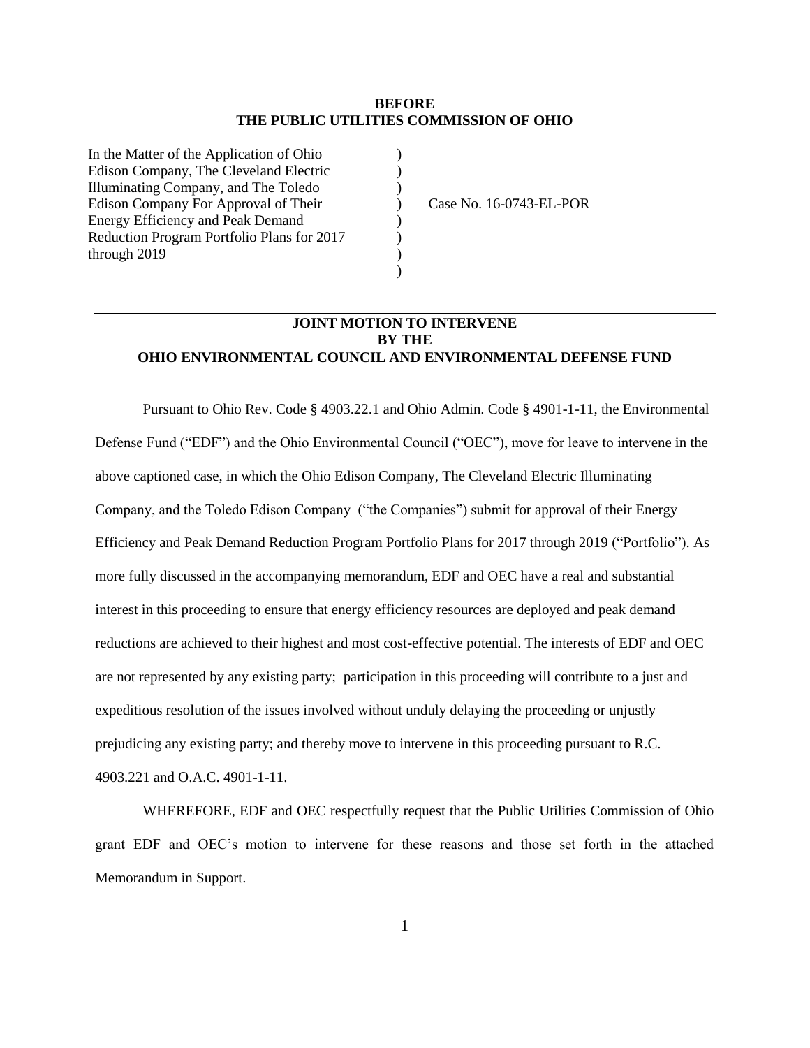**BEFORE**
**THE PUBLIC UTILITIES COMMISSION OF OHIO**

| | | |
|---|---|---|
| In the Matter of the Application of Ohio Edison Company, The Cleveland Electric Illuminating Company, and The Toledo Edison Company For Approval of Their Energy Efficiency and Peak Demand Reduction Program Portfolio Plans for 2017 through 2019 | ) | Case No. 16-0743-EL-POR |

---

**JOINT MOTION TO INTERVENE**
**BY THE**
**OHIO ENVIRONMENTAL COUNCIL AND ENVIRONMENTAL DEFENSE FUND**

---

Pursuant to Ohio Rev. Code § 4903.22.1 and Ohio Admin. Code § 4901-1-11, the Environmental Defense Fund ("EDF") and the Ohio Environmental Council ("OEC"), move for leave to intervene in the above captioned case, in which the Ohio Edison Company, The Cleveland Electric Illuminating Company, and the Toledo Edison Company ("the Companies") submit for approval of their Energy Efficiency and Peak Demand Reduction Program Portfolio Plans for 2017 through 2019 ("Portfolio"). As more fully discussed in the accompanying memorandum, EDF and OEC have a real and substantial interest in this proceeding to ensure that energy efficiency resources are deployed and peak demand reductions are achieved to their highest and most cost-effective potential. The interests of EDF and OEC are not represented by any existing party; participation in this proceeding will contribute to a just and expeditious resolution of the issues involved without unduly delaying the proceeding or unjustly prejudicing any existing party; and thereby move to intervene in this proceeding pursuant to R.C. 4903.221 and O.A.C. 4901-1-11.

WHEREFORE, EDF and OEC respectfully request that the Public Utilities Commission of Ohio grant EDF and OEC's motion to intervene for these reasons and those set forth in the attached Memorandum in Support.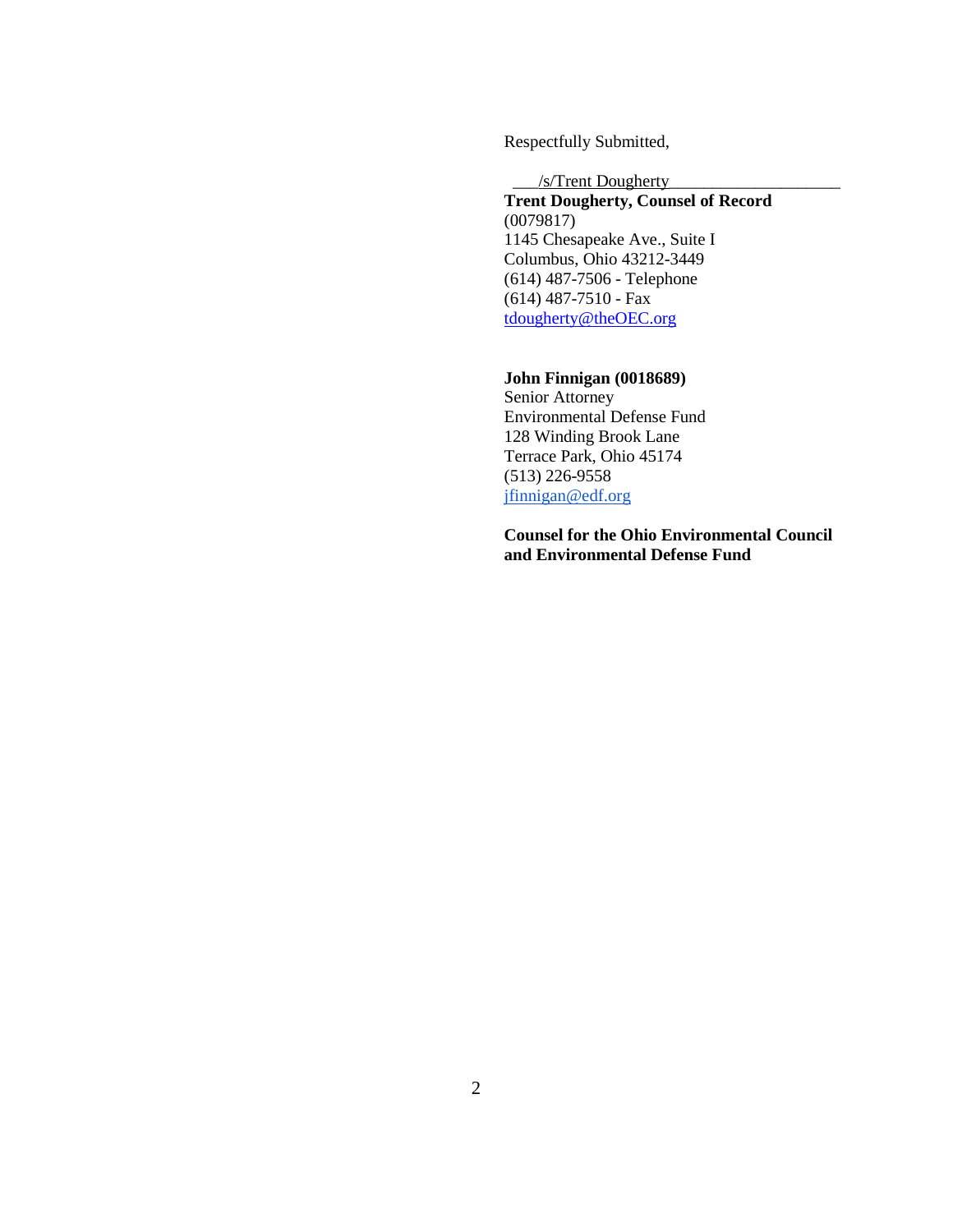Respectfully Submitted,

/s/Trent Dougherty

**Trent Dougherty, Counsel of Record**
(0079817)
1145 Chesapeake Ave., Suite I
Columbus, Ohio 43212-3449
(614) 487-7506 - Telephone
(614) 487-7510 - Fax
tdougherty@theOEC.org

**John Finnigan (0018689)**
Senior Attorney
Environmental Defense Fund
128 Winding Brook Lane
Terrace Park, Ohio 45174
(513) 226-9558
jfinnigan@edf.org

**Counsel for the Ohio Environmental Council and Environmental Defense Fund**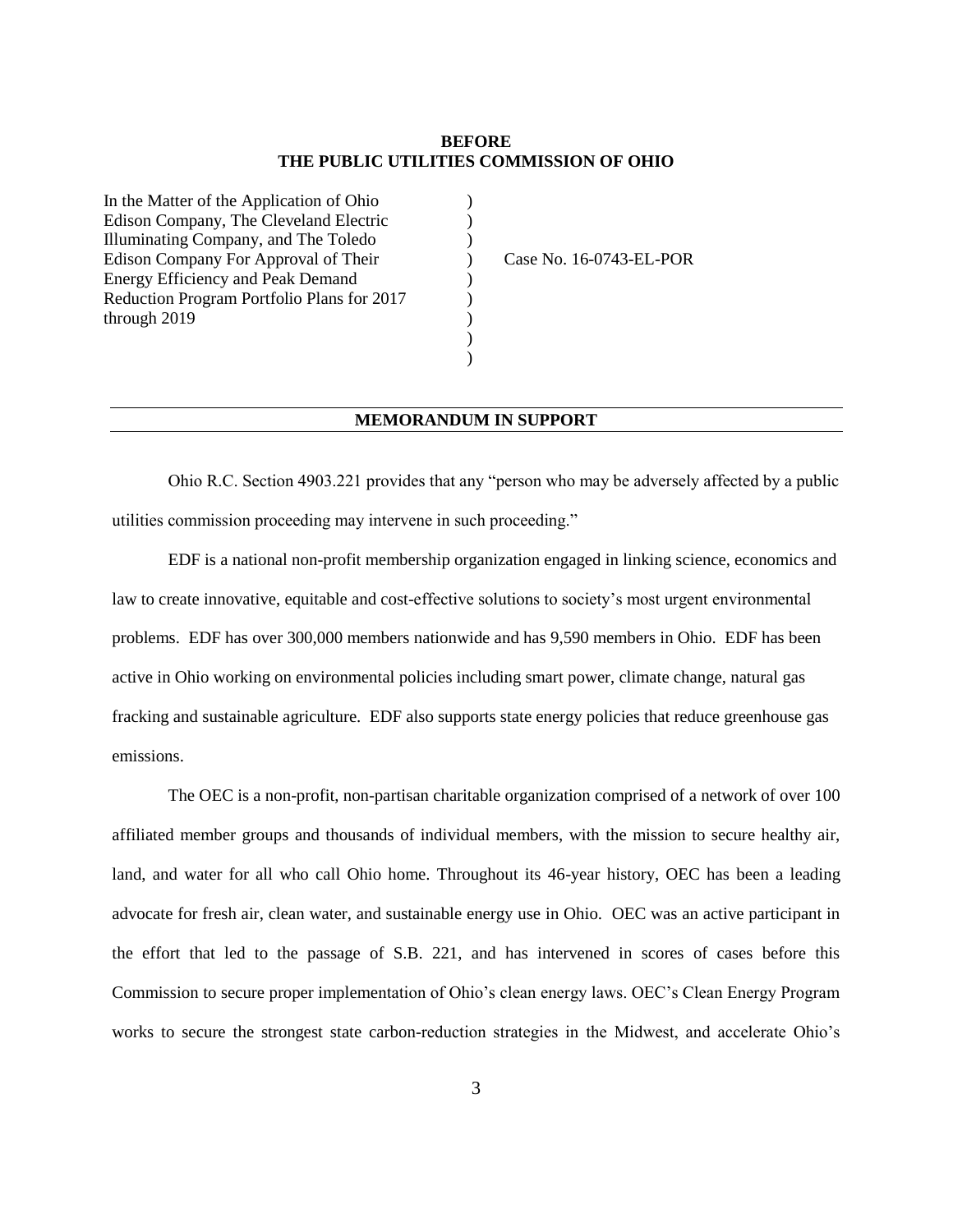**BEFORE**
**THE PUBLIC UTILITIES COMMISSION OF OHIO**

| | | |
|---|---|---|
| In the Matter of the Application of Ohio Edison Company, The Cleveland Electric Illuminating Company, and The Toledo Edison Company For Approval of Their Energy Efficiency and Peak Demand Reduction Program Portfolio Plans for 2017 through 2019 | ) | Case No. 16-0743-EL-POR |

## MEMORANDUM IN SUPPORT

Ohio R.C. Section 4903.221 provides that any "person who may be adversely affected by a public utilities commission proceeding may intervene in such proceeding."

EDF is a national non-profit membership organization engaged in linking science, economics and law to create innovative, equitable and cost-effective solutions to society's most urgent environmental problems. EDF has over 300,000 members nationwide and has 9,590 members in Ohio. EDF has been active in Ohio working on environmental policies including smart power, climate change, natural gas fracking and sustainable agriculture. EDF also supports state energy policies that reduce greenhouse gas emissions.

The OEC is a non-profit, non-partisan charitable organization comprised of a network of over 100 affiliated member groups and thousands of individual members, with the mission to secure healthy air, land, and water for all who call Ohio home. Throughout its 46-year history, OEC has been a leading advocate for fresh air, clean water, and sustainable energy use in Ohio. OEC was an active participant in the effort that led to the passage of S.B. 221, and has intervened in scores of cases before this Commission to secure proper implementation of Ohio's clean energy laws. OEC's Clean Energy Program works to secure the strongest state carbon-reduction strategies in the Midwest, and accelerate Ohio's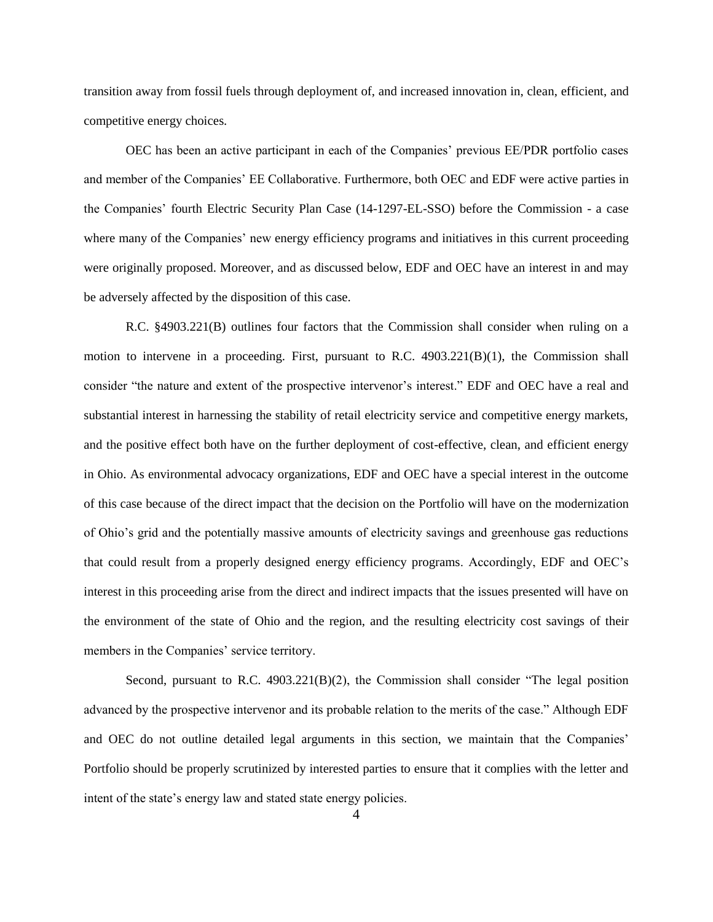transition away from fossil fuels through deployment of, and increased innovation in, clean, efficient, and competitive energy choices.

OEC has been an active participant in each of the Companies' previous EE/PDR portfolio cases and member of the Companies' EE Collaborative. Furthermore, both OEC and EDF were active parties in the Companies' fourth Electric Security Plan Case (14-1297-EL-SSO) before the Commission - a case where many of the Companies' new energy efficiency programs and initiatives in this current proceeding were originally proposed. Moreover, and as discussed below, EDF and OEC have an interest in and may be adversely affected by the disposition of this case.

R.C. §4903.221(B) outlines four factors that the Commission shall consider when ruling on a motion to intervene in a proceeding. First, pursuant to R.C. 4903.221(B)(1), the Commission shall consider "the nature and extent of the prospective intervenor's interest." EDF and OEC have a real and substantial interest in harnessing the stability of retail electricity service and competitive energy markets, and the positive effect both have on the further deployment of cost-effective, clean, and efficient energy in Ohio. As environmental advocacy organizations, EDF and OEC have a special interest in the outcome of this case because of the direct impact that the decision on the Portfolio will have on the modernization of Ohio's grid and the potentially massive amounts of electricity savings and greenhouse gas reductions that could result from a properly designed energy efficiency programs. Accordingly, EDF and OEC's interest in this proceeding arise from the direct and indirect impacts that the issues presented will have on the environment of the state of Ohio and the region, and the resulting electricity cost savings of their members in the Companies' service territory.

Second, pursuant to R.C. 4903.221(B)(2), the Commission shall consider "The legal position advanced by the prospective intervenor and its probable relation to the merits of the case." Although EDF and OEC do not outline detailed legal arguments in this section, we maintain that the Companies' Portfolio should be properly scrutinized by interested parties to ensure that it complies with the letter and intent of the state's energy law and stated state energy policies.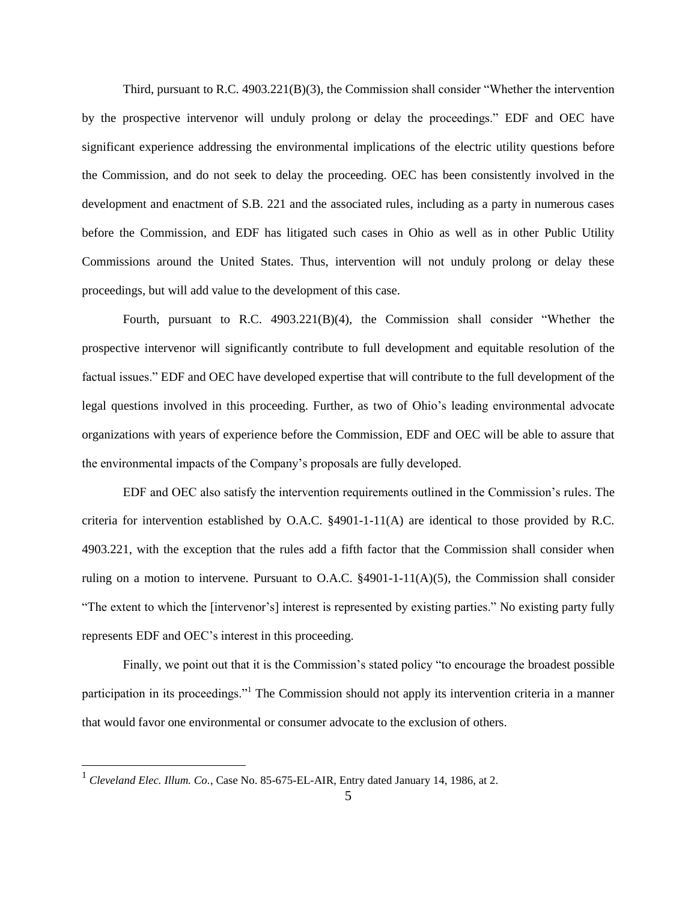Third, pursuant to R.C. 4903.221(B)(3), the Commission shall consider "Whether the intervention by the prospective intervenor will unduly prolong or delay the proceedings." EDF and OEC have significant experience addressing the environmental implications of the electric utility questions before the Commission, and do not seek to delay the proceeding. OEC has been consistently involved in the development and enactment of S.B. 221 and the associated rules, including as a party in numerous cases before the Commission, and EDF has litigated such cases in Ohio as well as in other Public Utility Commissions around the United States. Thus, intervention will not unduly prolong or delay these proceedings, but will add value to the development of this case.

Fourth, pursuant to R.C. 4903.221(B)(4), the Commission shall consider "Whether the prospective intervenor will significantly contribute to full development and equitable resolution of the factual issues." EDF and OEC have developed expertise that will contribute to the full development of the legal questions involved in this proceeding. Further, as two of Ohio's leading environmental advocate organizations with years of experience before the Commission, EDF and OEC will be able to assure that the environmental impacts of the Company's proposals are fully developed.

EDF and OEC also satisfy the intervention requirements outlined in the Commission's rules. The criteria for intervention established by O.A.C. §4901-1-11(A) are identical to those provided by R.C. 4903.221, with the exception that the rules add a fifth factor that the Commission shall consider when ruling on a motion to intervene. Pursuant to O.A.C. §4901-1-11(A)(5), the Commission shall consider "The extent to which the [intervenor's] interest is represented by existing parties." No existing party fully represents EDF and OEC's interest in this proceeding.

Finally, we point out that it is the Commission's stated policy "to encourage the broadest possible participation in its proceedings."[1] The Commission should not apply its intervention criteria in a manner that would favor one environmental or consumer advocate to the exclusion of others.

---

[1] *Cleveland Elec. Illum. Co.*, Case No. 85-675-EL-AIR, Entry dated January 14, 1986, at 2.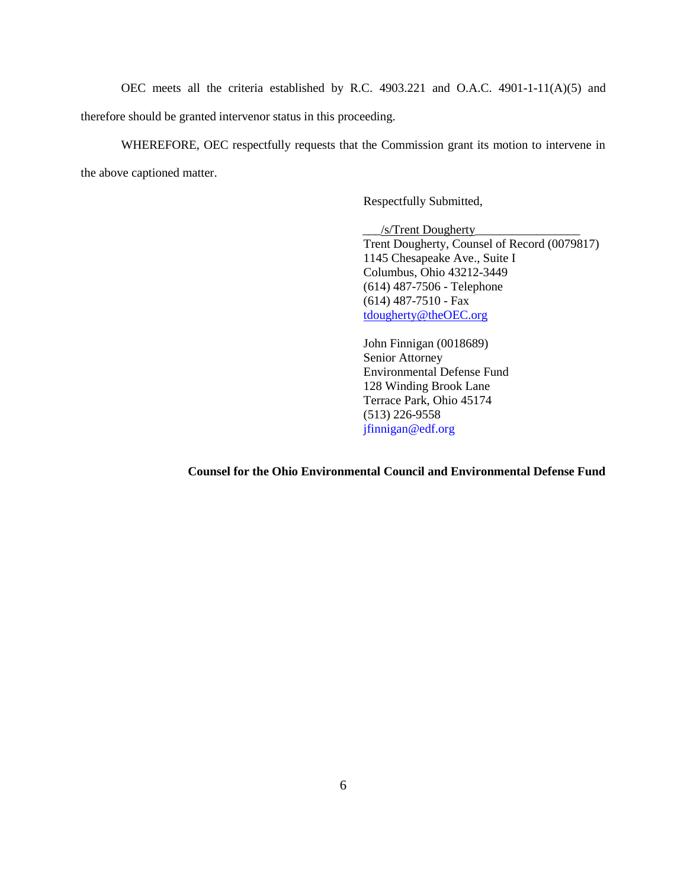OEC meets all the criteria established by R.C. 4903.221 and O.A.C. 4901-1-11(A)(5) and therefore should be granted intervenor status in this proceeding.

WHEREFORE, OEC respectfully requests that the Commission grant its motion to intervene in the above captioned matter.

Respectfully Submitted,

/s/Trent Dougherty  
Trent Dougherty, Counsel of Record (0079817)  
1145 Chesapeake Ave., Suite I  
Columbus, Ohio 43212-3449  
(614) 487-7506 - Telephone  
(614) 487-7510 - Fax  
tdougherty@theOEC.org

John Finnigan (0018689)  
Senior Attorney  
Environmental Defense Fund  
128 Winding Brook Lane  
Terrace Park, Ohio 45174  
(513) 226-9558  
jfinnigan@edf.org

**Counsel for the Ohio Environmental Council and Environmental Defense Fund**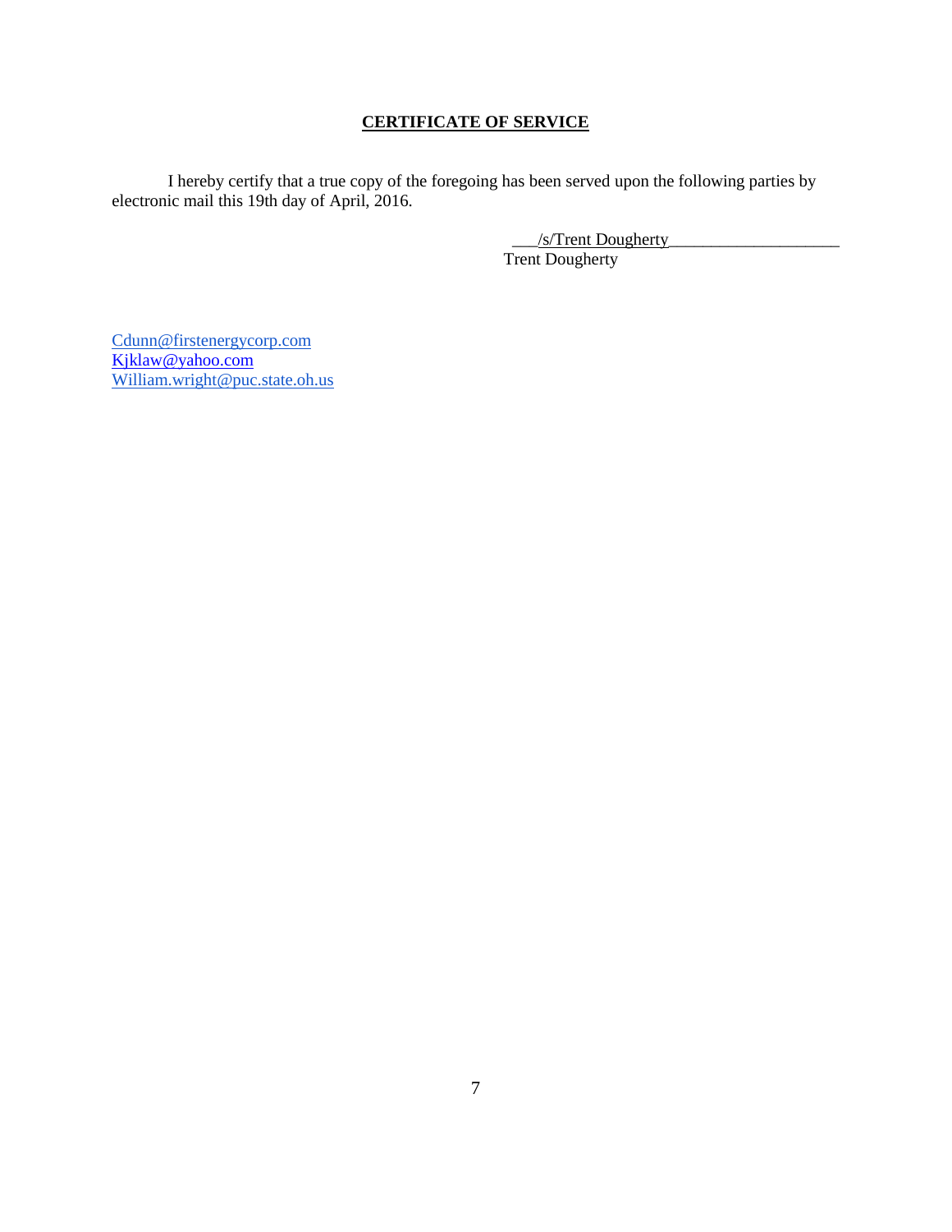## CERTIFICATE OF SERVICE

I hereby certify that a true copy of the foregoing has been served upon the following parties by electronic mail this 19th day of April, 2016.

___/s/Trent Dougherty____________________
Trent Dougherty

Cdunn@firstenergycorp.com
Kjklaw@yahoo.com
William.wright@puc.state.oh.us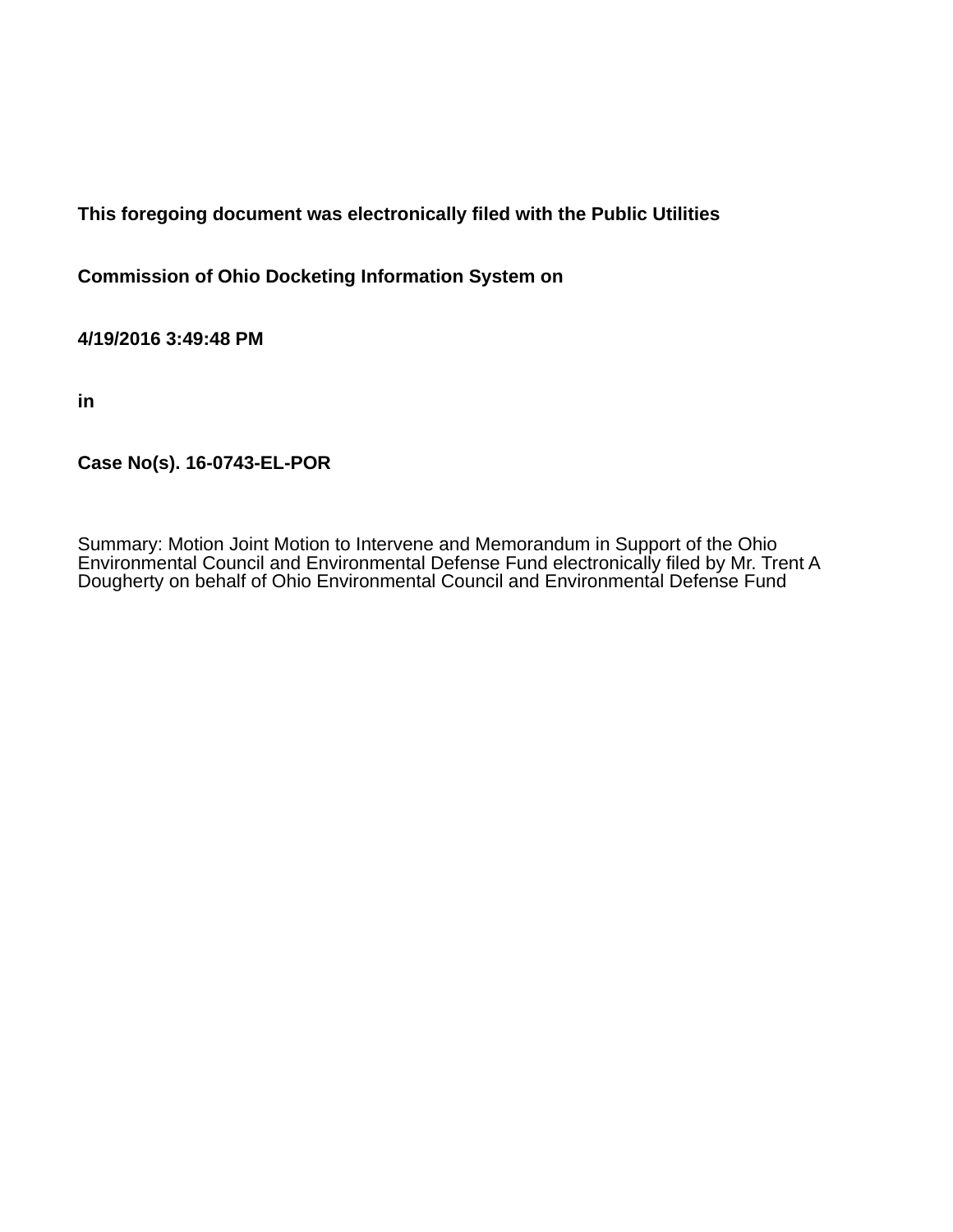**This foregoing document was electronically filed with the Public Utilities**

**Commission of Ohio Docketing Information System on**

**4/19/2016 3:49:48 PM**

**in**

**Case No(s). 16-0743-EL-POR**

Summary: Motion Joint Motion to Intervene and Memorandum in Support of the Ohio Environmental Council and Environmental Defense Fund electronically filed by Mr. Trent A Dougherty on behalf of Ohio Environmental Council and Environmental Defense Fund